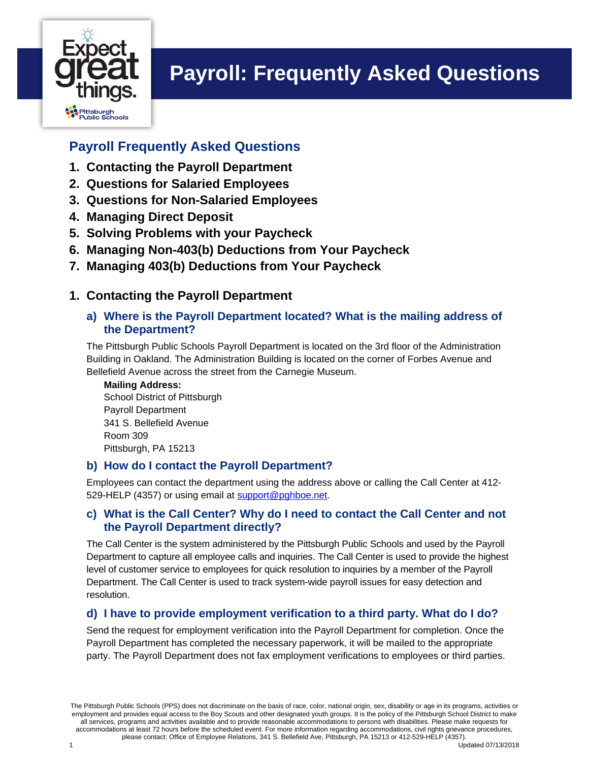# Payroll: Frequently Asked Questions

## Payroll Frequently Asked Questions

1. **Contacting the Payroll Department**
2. **Questions for Salaried Employees**
3. **Questions for Non-Salaried Employees**
4. **Managing Direct Deposit**
5. **Solving Problems with your Paycheck**
6. **Managing Non-403(b) Deductions from Your Paycheck**
7. **Managing 403(b) Deductions from Your Paycheck**

## 1. Contacting the Payroll Department

### a) Where is the Payroll Department located? What is the mailing address of the Department?

The Pittsburgh Public Schools Payroll Department is located on the 3rd floor of the Administration Building in Oakland. The Administration Building is located on the corner of Forbes Avenue and Bellefield Avenue across the street from the Carnegie Museum.

**Mailing Address:**
School District of Pittsburgh
Payroll Department
341 S. Bellefield Avenue
Room 309
Pittsburgh, PA 15213

### b) How do I contact the Payroll Department?

Employees can contact the department using the address above or calling the Call Center at 412-529-HELP (4357) or using email at support@pghboe.net.

### c) What is the Call Center? Why do I need to contact the Call Center and not the Payroll Department directly?

The Call Center is the system administered by the Pittsburgh Public Schools and used by the Payroll Department to capture all employee calls and inquiries. The Call Center is used to provide the highest level of customer service to employees for quick resolution to inquiries by a member of the Payroll Department. The Call Center is used to track system-wide payroll issues for easy detection and resolution.

### d) I have to provide employment verification to a third party. What do I do?

Send the request for employment verification into the Payroll Department for completion. Once the Payroll Department has completed the necessary paperwork, it will be mailed to the appropriate party. The Payroll Department does not fax employment verifications to employees or third parties.

The Pittsburgh Public Schools (PPS) does not discriminate on the basis of race, color, national origin, sex, disability or age in its programs, activities or employment and provides equal access to the Boy Scouts and other designated youth groups. It is the policy of the Pittsburgh School District to make all services, programs and activities available and to provide reasonable accommodations to persons with disabilities. Please make requests for accommodations at least 72 hours before the scheduled event. For more information regarding accommodations, civil rights grievance procedures, please contact: Office of Employee Relations, 341 S. Bellefield Ave, Pittsburgh, PA 15213 or 412-529-HELP (4357).

Updated 07/13/2018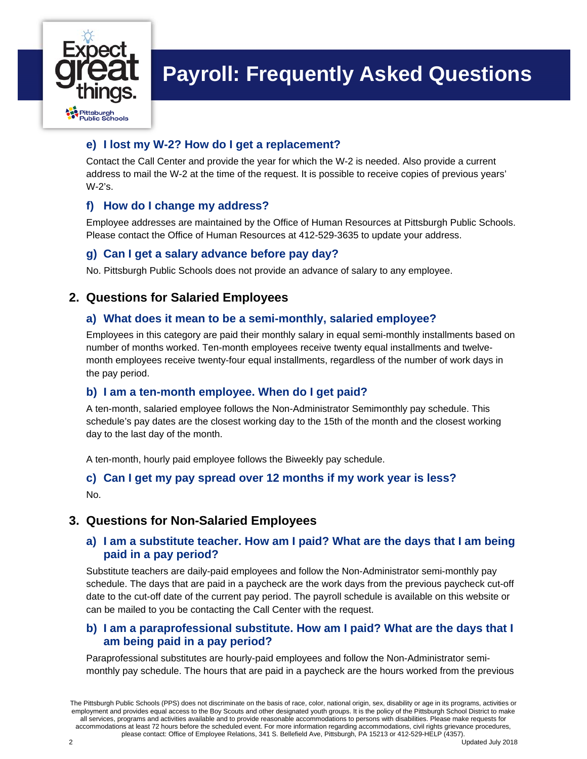#### e) I lost my W-2? How do I get a replacement?

Contact the Call Center and provide the year for which the W-2 is needed. Also provide a current address to mail the W-2 at the time of the request. It is possible to receive copies of previous years' W-2's.

#### f) How do I change my address?

Employee addresses are maintained by the Office of Human Resources at Pittsburgh Public Schools. Please contact the Office of Human Resources at 412-529-3635 to update your address.

#### g) Can I get a salary advance before pay day?

No. Pittsburgh Public Schools does not provide an advance of salary to any employee.

## 2. Questions for Salaried Employees

#### a) What does it mean to be a semi-monthly, salaried employee?

Employees in this category are paid their monthly salary in equal semi-monthly installments based on number of months worked. Ten-month employees receive twenty equal installments and twelve-month employees receive twenty-four equal installments, regardless of the number of work days in the pay period.

#### b) I am a ten-month employee. When do I get paid?

A ten-month, salaried employee follows the Non-Administrator Semimonthly pay schedule. This schedule's pay dates are the closest working day to the 15th of the month and the closest working day to the last day of the month.

A ten-month, hourly paid employee follows the Biweekly pay schedule.

#### c) Can I get my pay spread over 12 months if my work year is less?

No.

## 3. Questions for Non-Salaried Employees

#### a) I am a substitute teacher. How am I paid? What are the days that I am being paid in a pay period?

Substitute teachers are daily-paid employees and follow the Non-Administrator semi-monthly pay schedule. The days that are paid in a paycheck are the work days from the previous paycheck cut-off date to the cut-off date of the current pay period. The payroll schedule is available on this website or can be mailed to you be contacting the Call Center with the request.

#### b) I am a paraprofessional substitute. How am I paid? What are the days that I am being paid in a pay period?

Paraprofessional substitutes are hourly-paid employees and follow the Non-Administrator semi-monthly pay schedule. The hours that are paid in a paycheck are the hours worked from the previous

The Pittsburgh Public Schools (PPS) does not discriminate on the basis of race, color, national origin, sex, disability or age in its programs, activities or employment and provides equal access to the Boy Scouts and other designated youth groups. It is the policy of the Pittsburgh School District to make all services, programs and activities available and to provide reasonable accommodations to persons with disabilities. Please make requests for accommodations at least 72 hours before the scheduled event. For more information regarding accommodations, civil rights grievance procedures, please contact: Office of Employee Relations, 341 S. Bellefield Ave, Pittsburgh, PA 15213 or 412-529-HELP (4357).

Updated July 2018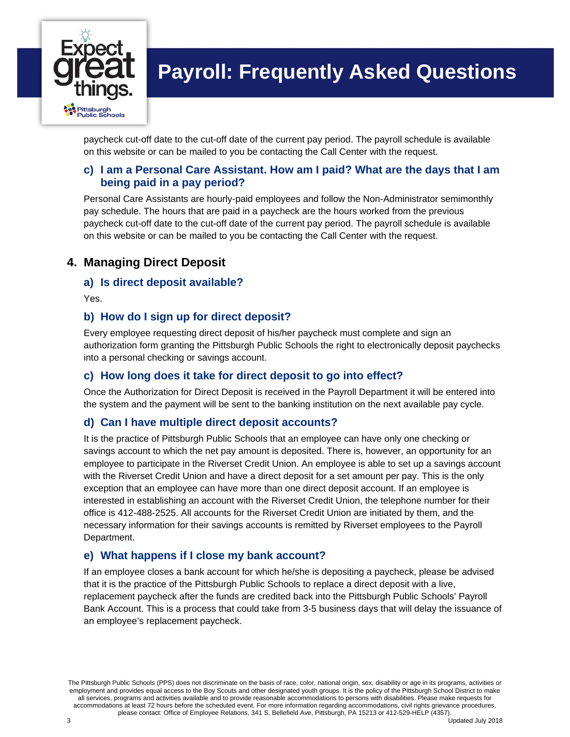paycheck cut-off date to the cut-off date of the current pay period. The payroll schedule is available on this website or can be mailed to you be contacting the Call Center with the request.

### c) I am a Personal Care Assistant. How am I paid? What are the days that I am being paid in a pay period?

Personal Care Assistants are hourly-paid employees and follow the Non-Administrator semimonthly pay schedule. The hours that are paid in a paycheck are the hours worked from the previous paycheck cut-off date to the cut-off date of the current pay period. The payroll schedule is available on this website or can be mailed to you be contacting the Call Center with the request.

## 4. Managing Direct Deposit

### a) Is direct deposit available?

Yes.

### b) How do I sign up for direct deposit?

Every employee requesting direct deposit of his/her paycheck must complete and sign an authorization form granting the Pittsburgh Public Schools the right to electronically deposit paychecks into a personal checking or savings account.

### c) How long does it take for direct deposit to go into effect?

Once the Authorization for Direct Deposit is received in the Payroll Department it will be entered into the system and the payment will be sent to the banking institution on the next available pay cycle.

### d) Can I have multiple direct deposit accounts?

It is the practice of Pittsburgh Public Schools that an employee can have only one checking or savings account to which the net pay amount is deposited. There is, however, an opportunity for an employee to participate in the Riverset Credit Union. An employee is able to set up a savings account with the Riverset Credit Union and have a direct deposit for a set amount per pay. This is the only exception that an employee can have more than one direct deposit account. If an employee is interested in establishing an account with the Riverset Credit Union, the telephone number for their office is 412-488-2525. All accounts for the Riverset Credit Union are initiated by them, and the necessary information for their savings accounts is remitted by Riverset employees to the Payroll Department.

### e) What happens if I close my bank account?

If an employee closes a bank account for which he/she is depositing a paycheck, please be advised that it is the practice of the Pittsburgh Public Schools to replace a direct deposit with a live, replacement paycheck after the funds are credited back into the Pittsburgh Public Schools' Payroll Bank Account. This is a process that could take from 3-5 business days that will delay the issuance of an employee's replacement paycheck.

The Pittsburgh Public Schools (PPS) does not discriminate on the basis of race, color, national origin, sex, disability or age in its programs, activities or employment and provides equal access to the Boy Scouts and other designated youth groups. It is the policy of the Pittsburgh School District to make all services, programs and activities available and to provide reasonable accommodations to persons with disabilities. Please make requests for accommodations at least 72 hours before the scheduled event. For more information regarding accommodations, civil rights grievance procedures, please contact: Office of Employee Relations, 341 S. Bellefield Ave, Pittsburgh, PA 15213 or 412-529-HELP (4357).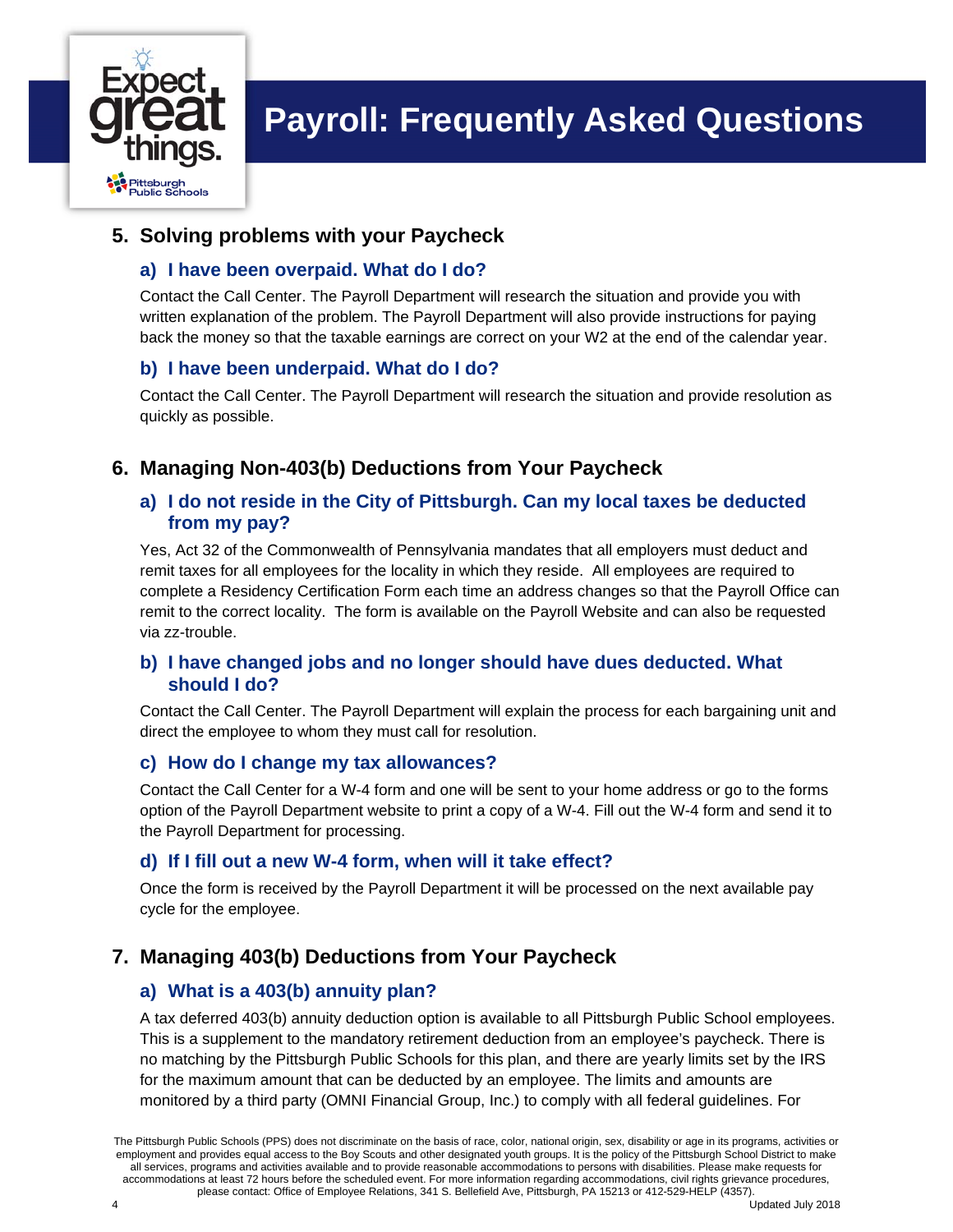# Payroll: Frequently Asked Questions

## 5. Solving problems with your Paycheck

### a) I have been overpaid. What do I do?

Contact the Call Center. The Payroll Department will research the situation and provide you with written explanation of the problem. The Payroll Department will also provide instructions for paying back the money so that the taxable earnings are correct on your W2 at the end of the calendar year.

### b) I have been underpaid. What do I do?

Contact the Call Center. The Payroll Department will research the situation and provide resolution as quickly as possible.

## 6. Managing Non-403(b) Deductions from Your Paycheck

### a) I do not reside in the City of Pittsburgh. Can my local taxes be deducted from my pay?

Yes, Act 32 of the Commonwealth of Pennsylvania mandates that all employers must deduct and remit taxes for all employees for the locality in which they reside. All employees are required to complete a Residency Certification Form each time an address changes so that the Payroll Office can remit to the correct locality. The form is available on the Payroll Website and can also be requested via zz-trouble.

### b) I have changed jobs and no longer should have dues deducted. What should I do?

Contact the Call Center. The Payroll Department will explain the process for each bargaining unit and direct the employee to whom they must call for resolution.

### c) How do I change my tax allowances?

Contact the Call Center for a W-4 form and one will be sent to your home address or go to the forms option of the Payroll Department website to print a copy of a W-4. Fill out the W-4 form and send it to the Payroll Department for processing.

### d) If I fill out a new W-4 form, when will it take effect?

Once the form is received by the Payroll Department it will be processed on the next available pay cycle for the employee.

## 7. Managing 403(b) Deductions from Your Paycheck

### a) What is a 403(b) annuity plan?

A tax deferred 403(b) annuity deduction option is available to all Pittsburgh Public School employees. This is a supplement to the mandatory retirement deduction from an employee's paycheck. There is no matching by the Pittsburgh Public Schools for this plan, and there are yearly limits set by the IRS for the maximum amount that can be deducted by an employee. The limits and amounts are monitored by a third party (OMNI Financial Group, Inc.) to comply with all federal guidelines. For

The Pittsburgh Public Schools (PPS) does not discriminate on the basis of race, color, national origin, sex, disability or age in its programs, activities or employment and provides equal access to the Boy Scouts and other designated youth groups. It is the policy of the Pittsburgh School District to make all services, programs and activities available and to provide reasonable accommodations to persons with disabilities. Please make requests for accommodations at least 72 hours before the scheduled event. For more information regarding accommodations, civil rights grievance procedures, please contact: Office of Employee Relations, 341 S. Bellefield Ave, Pittsburgh, PA 15213 or 412-529-HELP (4357).

Updated July 2018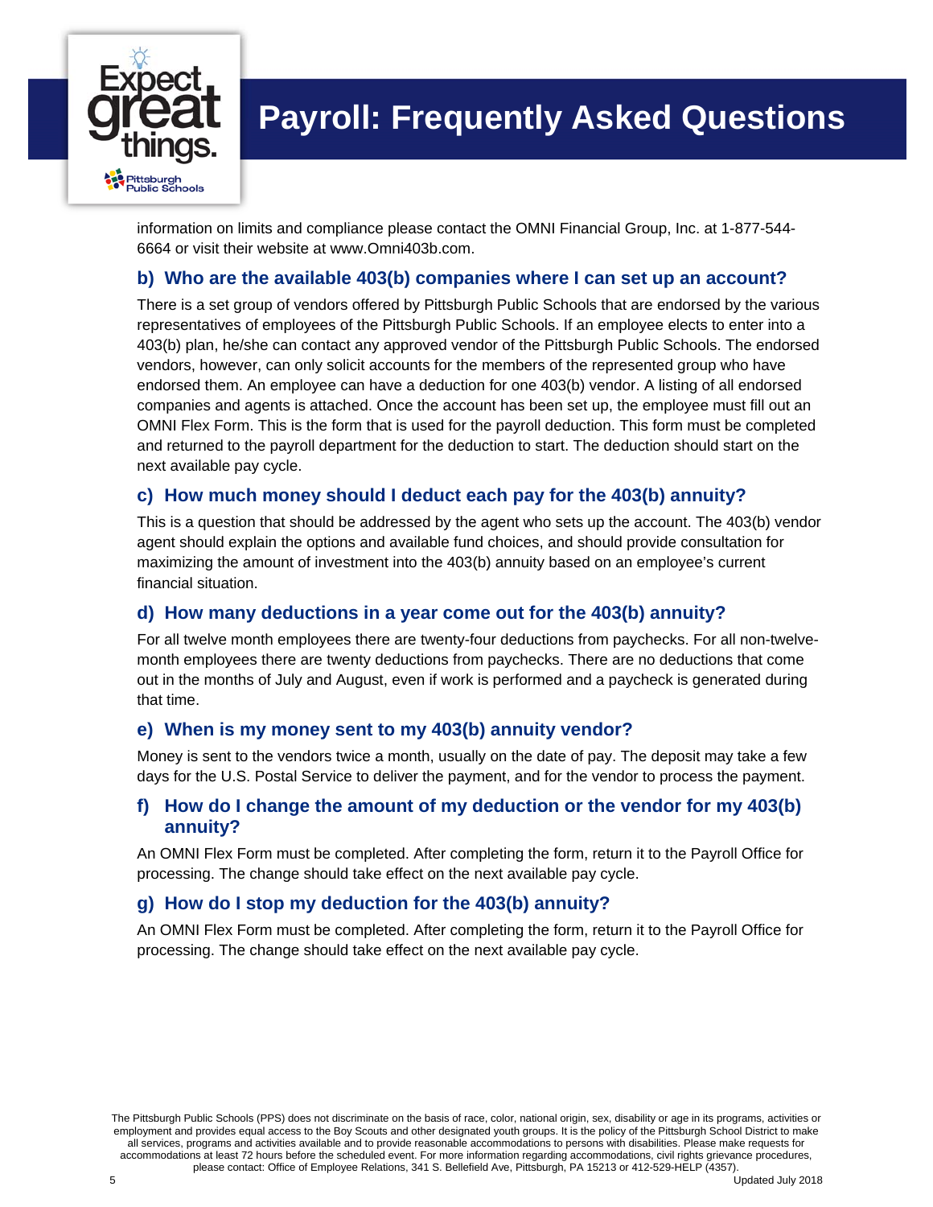information on limits and compliance please contact the OMNI Financial Group, Inc. at 1-877-544-6664 or visit their website at www.Omni403b.com.

### b) Who are the available 403(b) companies where I can set up an account?

There is a set group of vendors offered by Pittsburgh Public Schools that are endorsed by the various representatives of employees of the Pittsburgh Public Schools. If an employee elects to enter into a 403(b) plan, he/she can contact any approved vendor of the Pittsburgh Public Schools. The endorsed vendors, however, can only solicit accounts for the members of the represented group who have endorsed them. An employee can have a deduction for one 403(b) vendor. A listing of all endorsed companies and agents is attached. Once the account has been set up, the employee must fill out an OMNI Flex Form. This is the form that is used for the payroll deduction. This form must be completed and returned to the payroll department for the deduction to start. The deduction should start on the next available pay cycle.

### c) How much money should I deduct each pay for the 403(b) annuity?

This is a question that should be addressed by the agent who sets up the account. The 403(b) vendor agent should explain the options and available fund choices, and should provide consultation for maximizing the amount of investment into the 403(b) annuity based on an employee's current financial situation.

### d) How many deductions in a year come out for the 403(b) annuity?

For all twelve month employees there are twenty-four deductions from paychecks. For all non-twelve-month employees there are twenty deductions from paychecks. There are no deductions that come out in the months of July and August, even if work is performed and a paycheck is generated during that time.

### e) When is my money sent to my 403(b) annuity vendor?

Money is sent to the vendors twice a month, usually on the date of pay. The deposit may take a few days for the U.S. Postal Service to deliver the payment, and for the vendor to process the payment.

### f) How do I change the amount of my deduction or the vendor for my 403(b) annuity?

An OMNI Flex Form must be completed. After completing the form, return it to the Payroll Office for processing. The change should take effect on the next available pay cycle.

### g) How do I stop my deduction for the 403(b) annuity?

An OMNI Flex Form must be completed. After completing the form, return it to the Payroll Office for processing. The change should take effect on the next available pay cycle.